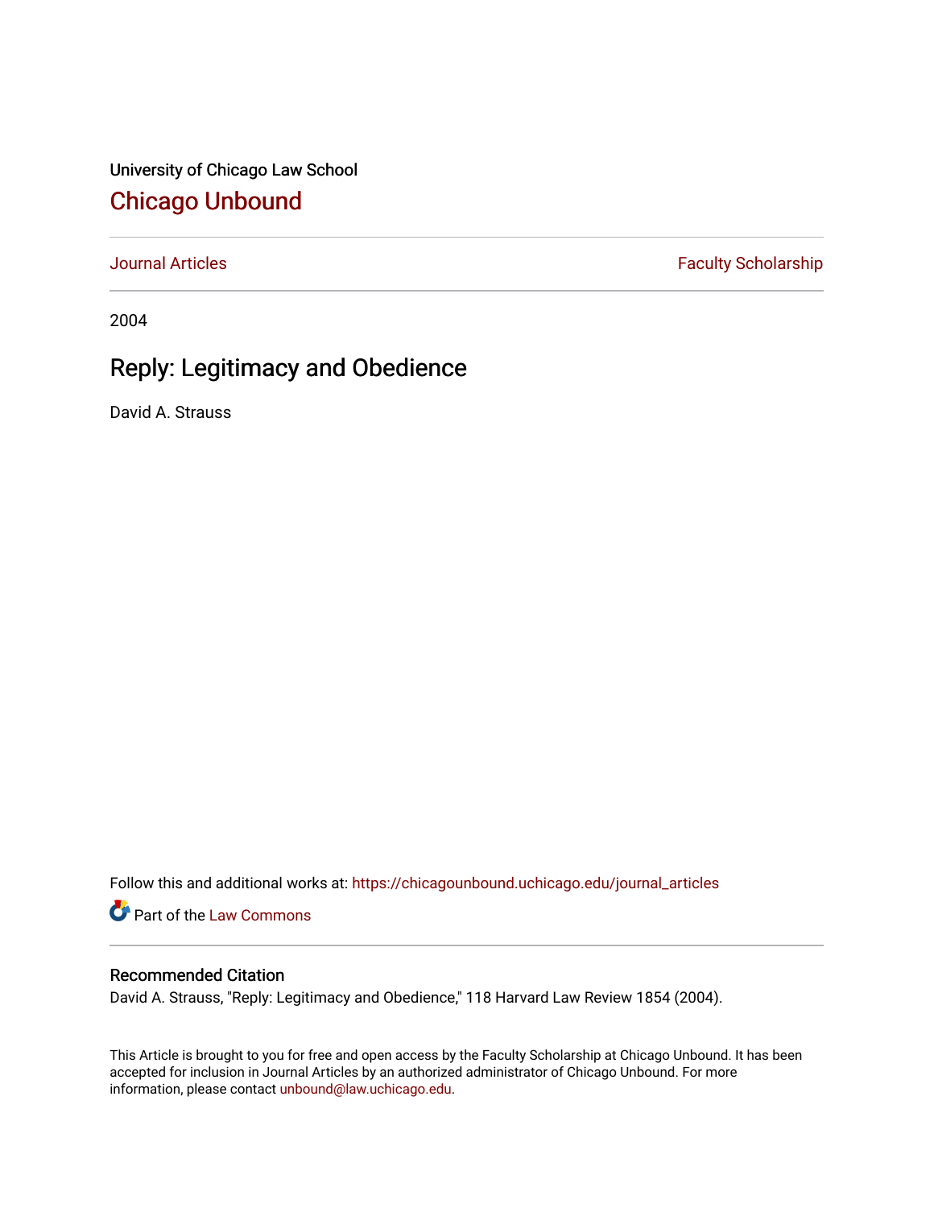University of Chicago Law School

## Chicago Unbound

Journal Articles | Faculty Scholarship

2004

# Reply: Legitimacy and Obedience

David A. Strauss

Follow this and additional works at: https://chicagounbound.uchicago.edu/journal_articles

Part of the Law Commons

### Recommended Citation

David A. Strauss, "Reply: Legitimacy and Obedience," 118 Harvard Law Review 1854 (2004).

This Article is brought to you for free and open access by the Faculty Scholarship at Chicago Unbound. It has been accepted for inclusion in Journal Articles by an authorized administrator of Chicago Unbound. For more information, please contact unbound@law.uchicago.edu.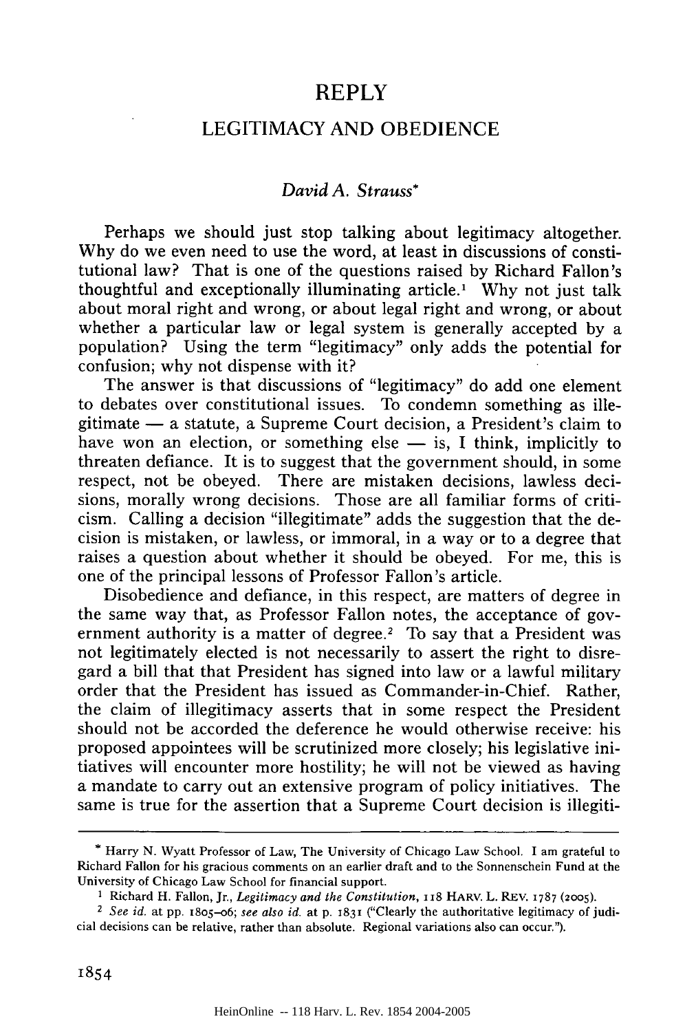# REPLY

## LEGITIMACY AND OBEDIENCE

*David A. Strauss**

Perhaps we should just stop talking about legitimacy altogether. Why do we even need to use the word, at least in discussions of constitutional law? That is one of the questions raised by Richard Fallon's thoughtful and exceptionally illuminating article.[1] Why not just talk about moral right and wrong, or about legal right and wrong, or about whether a particular law or legal system is generally accepted by a population? Using the term "legitimacy" only adds the potential for confusion; why not dispense with it?

The answer is that discussions of "legitimacy" do add one element to debates over constitutional issues. To condemn something as illegitimate — a statute, a Supreme Court decision, a President's claim to have won an election, or something else — is, I think, implicitly to threaten defiance. It is to suggest that the government should, in some respect, not be obeyed. There are mistaken decisions, lawless decisions, morally wrong decisions. Those are all familiar forms of criticism. Calling a decision "illegitimate" adds the suggestion that the decision is mistaken, or lawless, or immoral, in a way or to a degree that raises a question about whether it should be obeyed. For me, this is one of the principal lessons of Professor Fallon's article.

Disobedience and defiance, in this respect, are matters of degree in the same way that, as Professor Fallon notes, the acceptance of government authority is a matter of degree.[2] To say that a President was not legitimately elected is not necessarily to assert the right to disregard a bill that that President has signed into law or a lawful military order that the President has issued as Commander-in-Chief. Rather, the claim of illegitimacy asserts that in some respect the President should not be accorded the deference he would otherwise receive: his proposed appointees will be scrutinized more closely; his legislative initiatives will encounter more hostility; he will not be viewed as having a mandate to carry out an extensive program of policy initiatives. The same is true for the assertion that a Supreme Court decision is illegiti-

---

\* Harry N. Wyatt Professor of Law, The University of Chicago Law School. I am grateful to Richard Fallon for his gracious comments on an earlier draft and to the Sonnenschein Fund at the University of Chicago Law School for financial support.

[1] Richard H. Fallon, Jr., *Legitimacy and the Constitution*, 118 HARV. L. REV. 1787 (2005).

[2] *See id.* at pp. 1805–06; *see also id.* at p. 1831 ("Clearly the authoritative legitimacy of judicial decisions can be relative, rather than absolute. Regional variations also can occur.").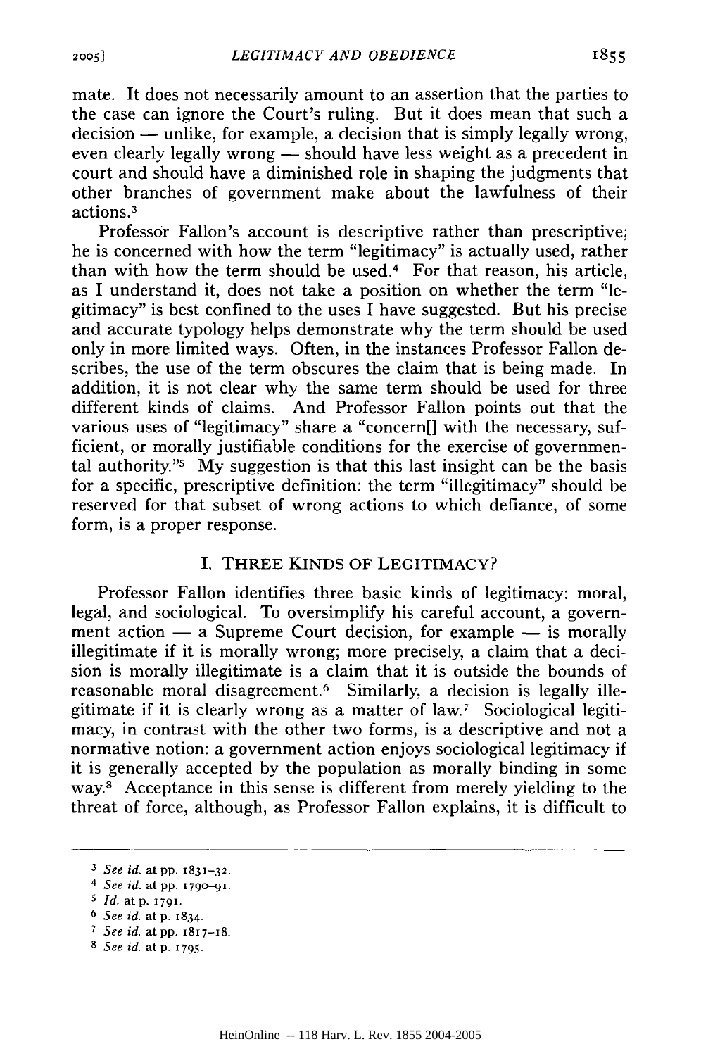mate. It does not necessarily amount to an assertion that the parties to the case can ignore the Court's ruling. But it does mean that such a decision — unlike, for example, a decision that is simply legally wrong, even clearly legally wrong — should have less weight as a precedent in court and should have a diminished role in shaping the judgments that other branches of government make about the lawfulness of their actions.[3]

Professor Fallon's account is descriptive rather than prescriptive; he is concerned with how the term "legitimacy" is actually used, rather than with how the term should be used.[4] For that reason, his article, as I understand it, does not take a position on whether the term "legitimacy" is best confined to the uses I have suggested. But his precise and accurate typology helps demonstrate why the term should be used only in more limited ways. Often, in the instances Professor Fallon describes, the use of the term obscures the claim that is being made. In addition, it is not clear why the same term should be used for three different kinds of claims. And Professor Fallon points out that the various uses of "legitimacy" share a "concern[] with the necessary, sufficient, or morally justifiable conditions for the exercise of governmental authority."[5] My suggestion is that this last insight can be the basis for a specific, prescriptive definition: the term "illegitimacy" should be reserved for that subset of wrong actions to which defiance, of some form, is a proper response.

## I. THREE KINDS OF LEGITIMACY?

Professor Fallon identifies three basic kinds of legitimacy: moral, legal, and sociological. To oversimplify his careful account, a government action — a Supreme Court decision, for example — is morally illegitimate if it is morally wrong; more precisely, a claim that a decision is morally illegitimate is a claim that it is outside the bounds of reasonable moral disagreement.[6] Similarly, a decision is legally illegitimate if it is clearly wrong as a matter of law.[7] Sociological legitimacy, in contrast with the other two forms, is a descriptive and not a normative notion: a government action enjoys sociological legitimacy if it is generally accepted by the population as morally binding in some way.[8] Acceptance in this sense is different from merely yielding to the threat of force, although, as Professor Fallon explains, it is difficult to

---

[3] *See id.* at pp. 1831–32.

[4] *See id.* at pp. 1790–91.

[5] *Id.* at p. 1791.

[6] *See id.* at p. 1834.

[7] *See id.* at pp. 1817–18.

[8] *See id.* at p. 1795.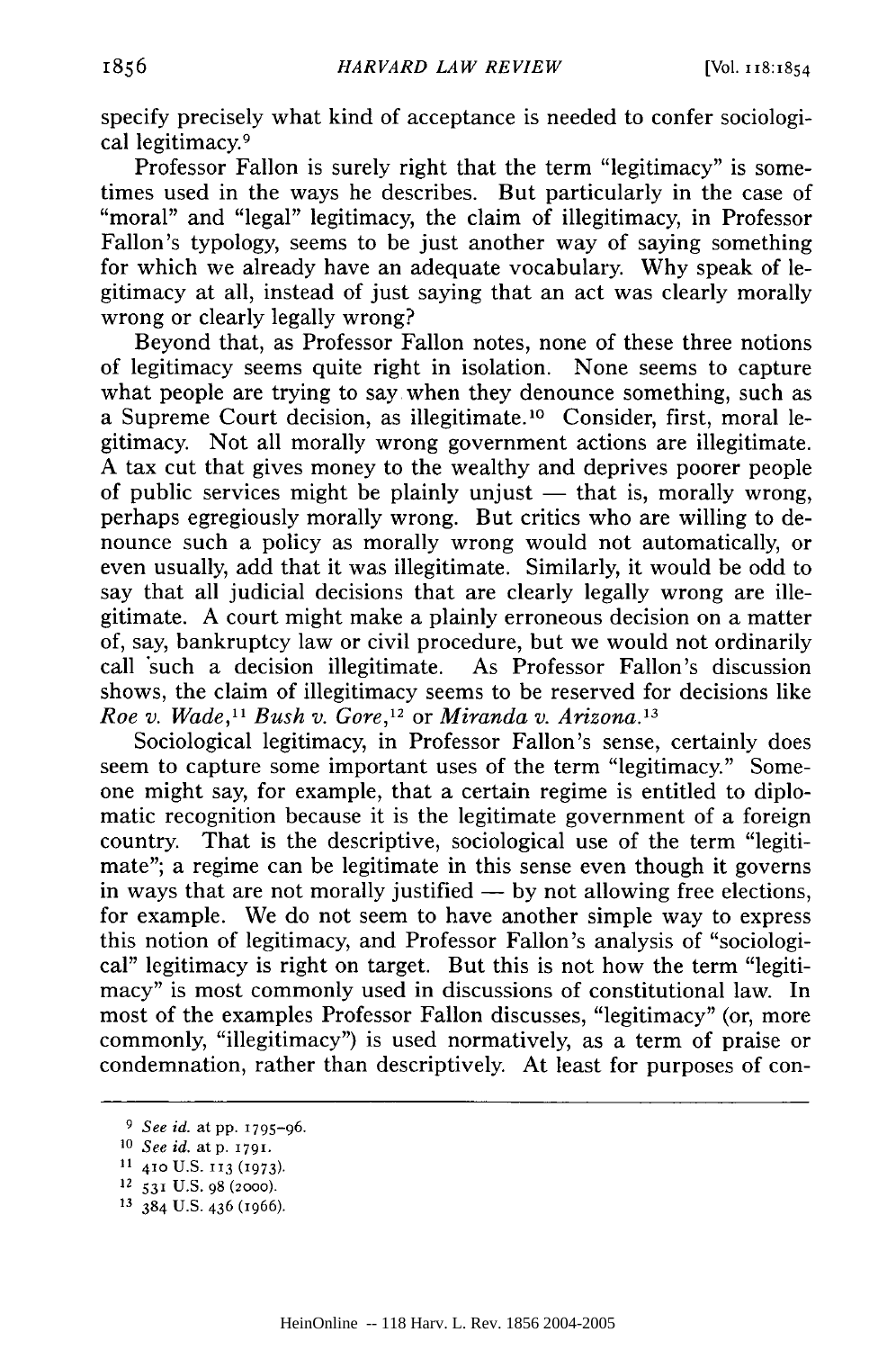specify precisely what kind of acceptance is needed to confer sociological legitimacy.[9]

Professor Fallon is surely right that the term "legitimacy" is sometimes used in the ways he describes. But particularly in the case of "moral" and "legal" legitimacy, the claim of illegitimacy, in Professor Fallon's typology, seems to be just another way of saying something for which we already have an adequate vocabulary. Why speak of legitimacy at all, instead of just saying that an act was clearly morally wrong or clearly legally wrong?

Beyond that, as Professor Fallon notes, none of these three notions of legitimacy seems quite right in isolation. None seems to capture what people are trying to say when they denounce something, such as a Supreme Court decision, as illegitimate.[10] Consider, first, moral legitimacy. Not all morally wrong government actions are illegitimate. A tax cut that gives money to the wealthy and deprives poorer people of public services might be plainly unjust — that is, morally wrong, perhaps egregiously morally wrong. But critics who are willing to denounce such a policy as morally wrong would not automatically, or even usually, add that it was illegitimate. Similarly, it would be odd to say that all judicial decisions that are clearly legally wrong are illegitimate. A court might make a plainly erroneous decision on a matter of, say, bankruptcy law or civil procedure, but we would not ordinarily call such a decision illegitimate. As Professor Fallon's discussion shows, the claim of illegitimacy seems to be reserved for decisions like *Roe v. Wade*,[11] *Bush v. Gore*,[12] or *Miranda v. Arizona*.[13]

Sociological legitimacy, in Professor Fallon's sense, certainly does seem to capture some important uses of the term "legitimacy." Someone might say, for example, that a certain regime is entitled to diplomatic recognition because it is the legitimate government of a foreign country. That is the descriptive, sociological use of the term "legitimate"; a regime can be legitimate in this sense even though it governs in ways that are not morally justified — by not allowing free elections, for example. We do not seem to have another simple way to express this notion of legitimacy, and Professor Fallon's analysis of "sociological" legitimacy is right on target. But this is not how the term "legitimacy" is most commonly used in discussions of constitutional law. In most of the examples Professor Fallon discusses, "legitimacy" (or, more commonly, "illegitimacy") is used normatively, as a term of praise or condemnation, rather than descriptively. At least for purposes of con-

---

[9] *See id.* at pp. 1795–96.

[10] *See id.* at p. 1791.

[11] 410 U.S. 113 (1973).

[12] 531 U.S. 98 (2000).

[13] 384 U.S. 436 (1966).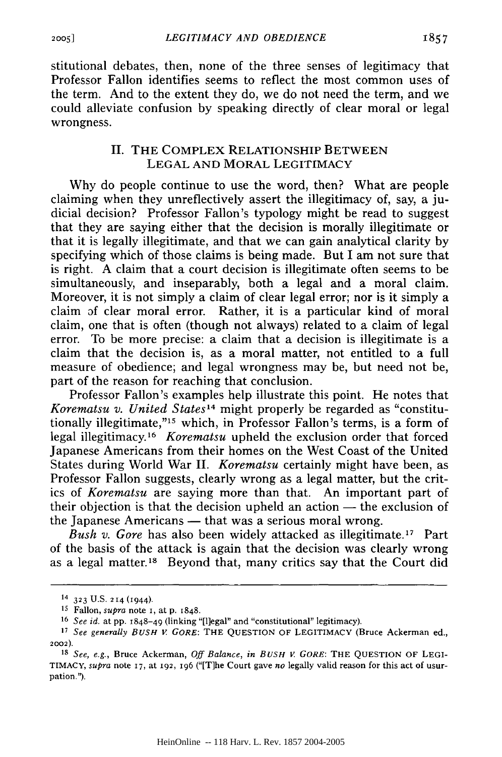stitutional debates, then, none of the three senses of legitimacy that Professor Fallon identifies seems to reflect the most common uses of the term. And to the extent they do, we do not need the term, and we could alleviate confusion by speaking directly of clear moral or legal wrongness.

## II. THE COMPLEX RELATIONSHIP BETWEEN LEGAL AND MORAL LEGITIMACY

Why do people continue to use the word, then? What are people claiming when they unreflectively assert the illegitimacy of, say, a judicial decision? Professor Fallon's typology might be read to suggest that they are saying either that the decision is morally illegitimate or that it is legally illegitimate, and that we can gain analytical clarity by specifying which of those claims is being made. But I am not sure that is right. A claim that a court decision is illegitimate often seems to be simultaneously, and inseparably, both a legal and a moral claim. Moreover, it is not simply a claim of clear legal error; nor is it simply a claim of clear moral error. Rather, it is a particular kind of moral claim, one that is often (though not always) related to a claim of legal error. To be more precise: a claim that a decision is illegitimate is a claim that the decision is, as a moral matter, not entitled to a full measure of obedience; and legal wrongness may be, but need not be, part of the reason for reaching that conclusion.

Professor Fallon's examples help illustrate this point. He notes that *Korematsu v. United States*[14] might properly be regarded as "constitutionally illegitimate,"[15] which, in Professor Fallon's terms, is a form of legal illegitimacy.[16] *Korematsu* upheld the exclusion order that forced Japanese Americans from their homes on the West Coast of the United States during World War II. *Korematsu* certainly might have been, as Professor Fallon suggests, clearly wrong as a legal matter, but the critics of *Korematsu* are saying more than that. An important part of their objection is that the decision upheld an action — the exclusion of the Japanese Americans — that was a serious moral wrong.

*Bush v. Gore* has also been widely attacked as illegitimate.[17] Part of the basis of the attack is again that the decision was clearly wrong as a legal matter.[18] Beyond that, many critics say that the Court did

---

[14] 323 U.S. 214 (1944).

[15] Fallon, *supra* note 1, at p. 1848.

[16] *See id.* at pp. 1848–49 (linking "[l]egal" and "constitutional" legitimacy).

[17] *See generally* BUSH V. GORE: THE QUESTION OF LEGITIMACY (Bruce Ackerman ed., 2002).

[18] *See, e.g.*, Bruce Ackerman, *Off Balance*, *in* BUSH V. GORE: THE QUESTION OF LEGITIMACY, *supra* note 17, at 192, 196 ("[T]he Court gave *no* legally valid reason for this act of usurpation.").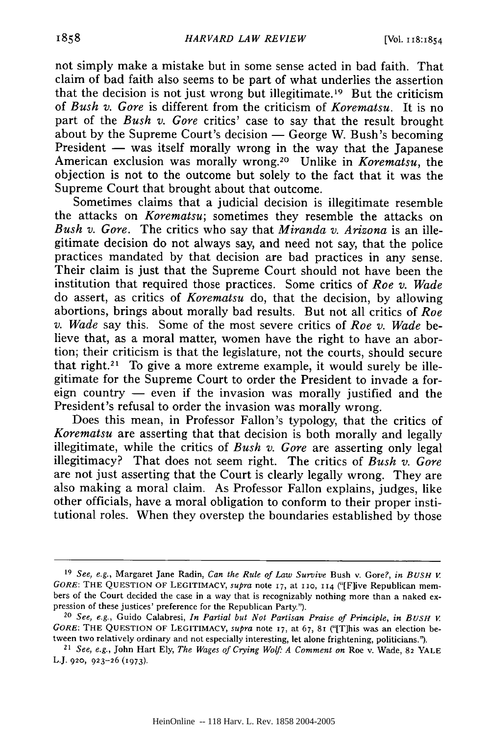not simply make a mistake but in some sense acted in bad faith. That claim of bad faith also seems to be part of what underlies the assertion that the decision is not just wrong but illegitimate.[19] But the criticism of *Bush v. Gore* is different from the criticism of *Korematsu*. It is no part of the *Bush v. Gore* critics' case to say that the result brought about by the Supreme Court's decision — George W. Bush's becoming President — was itself morally wrong in the way that the Japanese American exclusion was morally wrong.[20] Unlike in *Korematsu*, the objection is not to the outcome but solely to the fact that it was the Supreme Court that brought about that outcome.

Sometimes claims that a judicial decision is illegitimate resemble the attacks on *Korematsu*; sometimes they resemble the attacks on *Bush v. Gore*. The critics who say that *Miranda v. Arizona* is an illegitimate decision do not always say, and need not say, that the police practices mandated by that decision are bad practices in any sense. Their claim is just that the Supreme Court should not have been the institution that required those practices. Some critics of *Roe v. Wade* do assert, as critics of *Korematsu* do, that the decision, by allowing abortions, brings about morally bad results. But not all critics of *Roe v. Wade* say this. Some of the most severe critics of *Roe v. Wade* believe that, as a moral matter, women have the right to have an abortion; their criticism is that the legislature, not the courts, should secure that right.[21] To give a more extreme example, it would surely be illegitimate for the Supreme Court to order the President to invade a foreign country — even if the invasion was morally justified and the President's refusal to order the invasion was morally wrong.

Does this mean, in Professor Fallon's typology, that the critics of *Korematsu* are asserting that that decision is both morally and legally illegitimate, while the critics of *Bush v. Gore* are asserting only legal illegitimacy? That does not seem right. The critics of *Bush v. Gore* are not just asserting that the Court is clearly legally wrong. They are also making a moral claim. As Professor Fallon explains, judges, like other officials, have a moral obligation to conform to their proper institutional roles. When they overstep the boundaries established by those

---

[19] *See, e.g.*, Margaret Jane Radin, *Can the Rule of Law Survive* Bush v. Gore?, *in* BUSH V. GORE: THE QUESTION OF LEGITIMACY, *supra* note 17, at 110, 114 ("[F]ive Republican members of the Court decided the case in a way that is recognizably nothing more than a naked expression of these justices' preference for the Republican Party.").

[20] *See, e.g.*, Guido Calabresi, *In Partial but Not Partisan Praise of Principle*, *in* BUSH V. GORE: THE QUESTION OF LEGITIMACY, *supra* note 17, at 67, 81 ("[T]his was an election between two relatively ordinary and not especially interesting, let alone frightening, politicians.").

[21] *See, e.g.*, John Hart Ely, *The Wages of Crying Wolf: A Comment on* Roe v. Wade, 82 YALE L.J. 920, 923–26 (1973).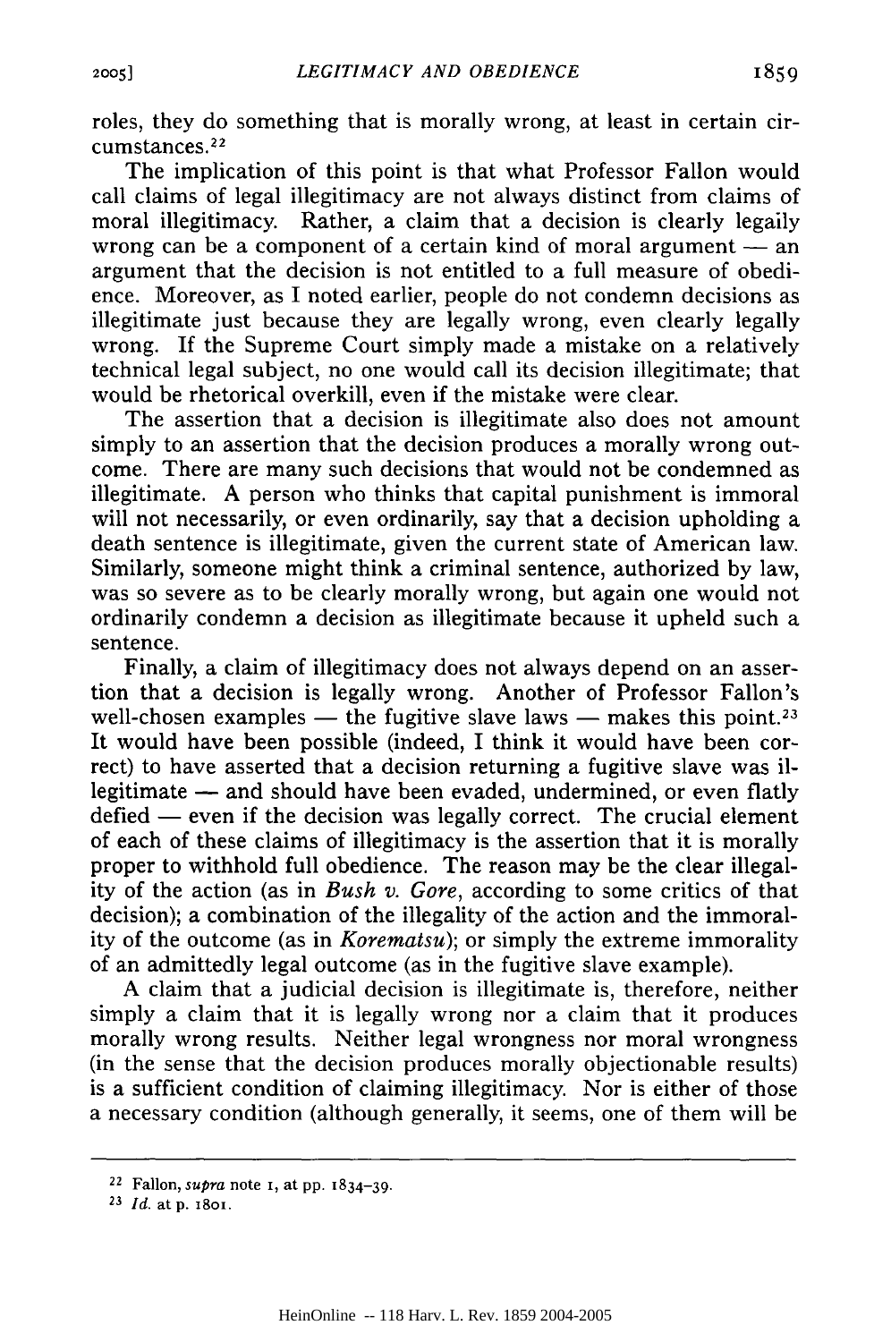roles, they do something that is morally wrong, at least in certain circumstances.[22]

The implication of this point is that what Professor Fallon would call claims of legal illegitimacy are not always distinct from claims of moral illegitimacy. Rather, a claim that a decision is clearly legally wrong can be a component of a certain kind of moral argument — an argument that the decision is not entitled to a full measure of obedience. Moreover, as I noted earlier, people do not condemn decisions as illegitimate just because they are legally wrong, even clearly legally wrong. If the Supreme Court simply made a mistake on a relatively technical legal subject, no one would call its decision illegitimate; that would be rhetorical overkill, even if the mistake were clear.

The assertion that a decision is illegitimate also does not amount simply to an assertion that the decision produces a morally wrong outcome. There are many such decisions that would not be condemned as illegitimate. A person who thinks that capital punishment is immoral will not necessarily, or even ordinarily, say that a decision upholding a death sentence is illegitimate, given the current state of American law. Similarly, someone might think a criminal sentence, authorized by law, was so severe as to be clearly morally wrong, but again one would not ordinarily condemn a decision as illegitimate because it upheld such a sentence.

Finally, a claim of illegitimacy does not always depend on an assertion that a decision is legally wrong. Another of Professor Fallon's well-chosen examples — the fugitive slave laws — makes this point.[23] It would have been possible (indeed, I think it would have been correct) to have asserted that a decision returning a fugitive slave was illegitimate — and should have been evaded, undermined, or even flatly defied — even if the decision was legally correct. The crucial element of each of these claims of illegitimacy is the assertion that it is morally proper to withhold full obedience. The reason may be the clear illegality of the action (as in *Bush v. Gore*, according to some critics of that decision); a combination of the illegality of the action and the immorality of the outcome (as in *Korematsu*); or simply the extreme immorality of an admittedly legal outcome (as in the fugitive slave example).

A claim that a judicial decision is illegitimate is, therefore, neither simply a claim that it is legally wrong nor a claim that it produces morally wrong results. Neither legal wrongness nor moral wrongness (in the sense that the decision produces morally objectionable results) is a sufficient condition of claiming illegitimacy. Nor is either of those a necessary condition (although generally, it seems, one of them will be

---

[22] Fallon, *supra* note 1, at pp. 1834–39.

[23] *Id.* at p. 1801.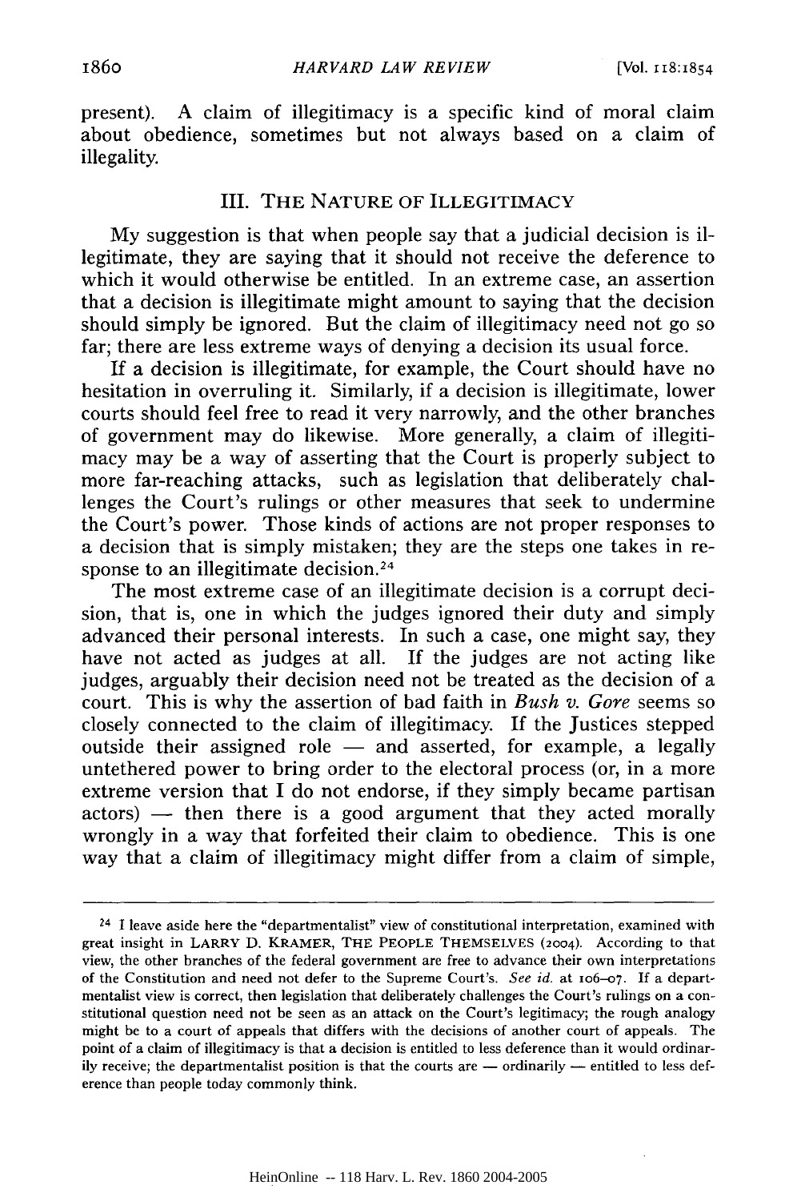present). A claim of illegitimacy is a specific kind of moral claim about obedience, sometimes but not always based on a claim of illegality.

## III. THE NATURE OF ILLEGITIMACY

My suggestion is that when people say that a judicial decision is illegitimate, they are saying that it should not receive the deference to which it would otherwise be entitled. In an extreme case, an assertion that a decision is illegitimate might amount to saying that the decision should simply be ignored. But the claim of illegitimacy need not go so far; there are less extreme ways of denying a decision its usual force.

If a decision is illegitimate, for example, the Court should have no hesitation in overruling it. Similarly, if a decision is illegitimate, lower courts should feel free to read it very narrowly, and the other branches of government may do likewise. More generally, a claim of illegitimacy may be a way of asserting that the Court is properly subject to more far-reaching attacks, such as legislation that deliberately challenges the Court's rulings or other measures that seek to undermine the Court's power. Those kinds of actions are not proper responses to a decision that is simply mistaken; they are the steps one takes in response to an illegitimate decision.[24]

The most extreme case of an illegitimate decision is a corrupt decision, that is, one in which the judges ignored their duty and simply advanced their personal interests. In such a case, one might say, they have not acted as judges at all. If the judges are not acting like judges, arguably their decision need not be treated as the decision of a court. This is why the assertion of bad faith in *Bush v. Gore* seems so closely connected to the claim of illegitimacy. If the Justices stepped outside their assigned role — and asserted, for example, a legally untethered power to bring order to the electoral process (or, in a more extreme version that I do not endorse, if they simply became partisan actors) — then there is a good argument that they acted morally wrongly in a way that forfeited their claim to obedience. This is one way that a claim of illegitimacy might differ from a claim of simple,

---

[24] I leave aside here the "departmentalist" view of constitutional interpretation, examined with great insight in LARRY D. KRAMER, THE PEOPLE THEMSELVES (2004). According to that view, the other branches of the federal government are free to advance their own interpretations of the Constitution and need not defer to the Supreme Court's. *See id.* at 106–07. If a departmentalist view is correct, then legislation that deliberately challenges the Court's rulings on a constitutional question need not be seen as an attack on the Court's legitimacy; the rough analogy might be to a court of appeals that differs with the decisions of another court of appeals. The point of a claim of illegitimacy is that a decision is entitled to less deference than it would ordinarily receive; the departmentalist position is that the courts are — ordinarily — entitled to less deference than people today commonly think.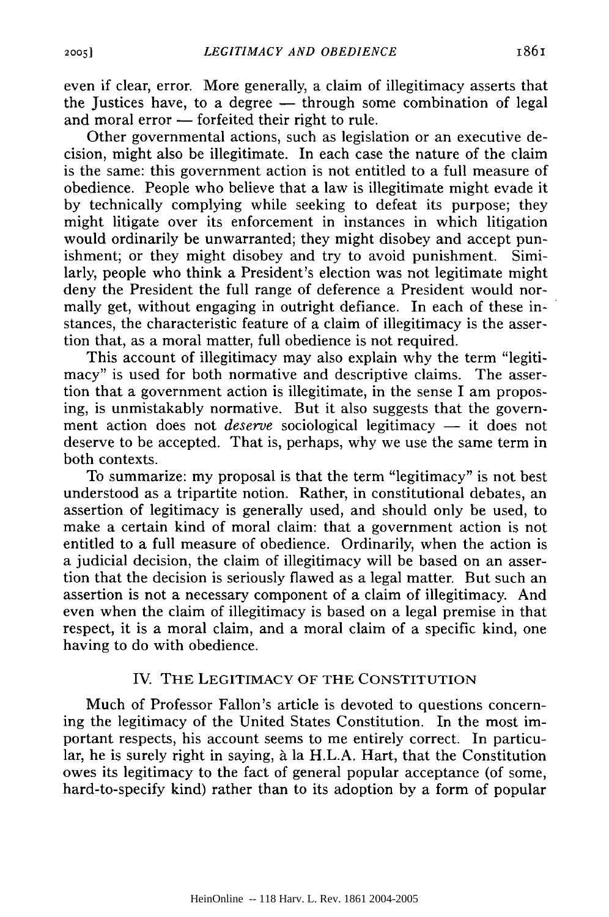even if clear, error. More generally, a claim of illegitimacy asserts that the Justices have, to a degree — through some combination of legal and moral error — forfeited their right to rule.

Other governmental actions, such as legislation or an executive decision, might also be illegitimate. In each case the nature of the claim is the same: this government action is not entitled to a full measure of obedience. People who believe that a law is illegitimate might evade it by technically complying while seeking to defeat its purpose; they might litigate over its enforcement in instances in which litigation would ordinarily be unwarranted; they might disobey and accept punishment; or they might disobey and try to avoid punishment. Similarly, people who think a President's election was not legitimate might deny the President the full range of deference a President would normally get, without engaging in outright defiance. In each of these instances, the characteristic feature of a claim of illegitimacy is the assertion that, as a moral matter, full obedience is not required.

This account of illegitimacy may also explain why the term "legitimacy" is used for both normative and descriptive claims. The assertion that a government action is illegitimate, in the sense I am proposing, is unmistakably normative. But it also suggests that the government action does not *deserve* sociological legitimacy — it does not deserve to be accepted. That is, perhaps, why we use the same term in both contexts.

To summarize: my proposal is that the term "legitimacy" is not best understood as a tripartite notion. Rather, in constitutional debates, an assertion of legitimacy is generally used, and should only be used, to make a certain kind of moral claim: that a government action is not entitled to a full measure of obedience. Ordinarily, when the action is a judicial decision, the claim of illegitimacy will be based on an assertion that the decision is seriously flawed as a legal matter. But such an assertion is not a necessary component of a claim of illegitimacy. And even when the claim of illegitimacy is based on a legal premise in that respect, it is a moral claim, and a moral claim of a specific kind, one having to do with obedience.

## IV. THE LEGITIMACY OF THE CONSTITUTION

Much of Professor Fallon's article is devoted to questions concerning the legitimacy of the United States Constitution. In the most important respects, his account seems to me entirely correct. In particular, he is surely right in saying, à la H.L.A. Hart, that the Constitution owes its legitimacy to the fact of general popular acceptance (of some, hard-to-specify kind) rather than to its adoption by a form of popular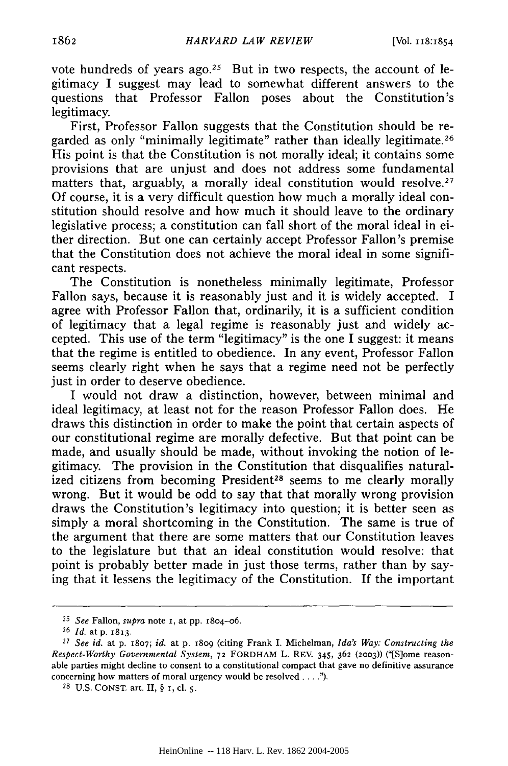vote hundreds of years ago.[25] But in two respects, the account of legitimacy I suggest may lead to somewhat different answers to the questions that Professor Fallon poses about the Constitution's legitimacy.

First, Professor Fallon suggests that the Constitution should be regarded as only "minimally legitimate" rather than ideally legitimate.[26] His point is that the Constitution is not morally ideal; it contains some provisions that are unjust and does not address some fundamental matters that, arguably, a morally ideal constitution would resolve.[27] Of course, it is a very difficult question how much a morally ideal constitution should resolve and how much it should leave to the ordinary legislative process; a constitution can fall short of the moral ideal in either direction. But one can certainly accept Professor Fallon's premise that the Constitution does not achieve the moral ideal in some significant respects.

The Constitution is nonetheless minimally legitimate, Professor Fallon says, because it is reasonably just and it is widely accepted. I agree with Professor Fallon that, ordinarily, it is a sufficient condition of legitimacy that a legal regime is reasonably just and widely accepted. This use of the term "legitimacy" is the one I suggest: it means that the regime is entitled to obedience. In any event, Professor Fallon seems clearly right when he says that a regime need not be perfectly just in order to deserve obedience.

I would not draw a distinction, however, between minimal and ideal legitimacy, at least not for the reason Professor Fallon does. He draws this distinction in order to make the point that certain aspects of our constitutional regime are morally defective. But that point can be made, and usually should be made, without invoking the notion of legitimacy. The provision in the Constitution that disqualifies naturalized citizens from becoming President[28] seems to me clearly morally wrong. But it would be odd to say that that morally wrong provision draws the Constitution's legitimacy into question; it is better seen as simply a moral shortcoming in the Constitution. The same is true of the argument that there are some matters that our Constitution leaves to the legislature but that an ideal constitution would resolve: that point is probably better made in just those terms, rather than by saying that it lessens the legitimacy of the Constitution. If the important

---

[25] *See* Fallon, *supra* note 1, at pp. 1804–06.

[26] *Id.* at p. 1813.

[27] *See id.* at p. 1807; *id.* at p. 1809 (citing Frank I. Michelman, *Ida's Way: Constructing the Respect-Worthy Governmental System*, 72 FORDHAM L. REV. 345, 362 (2003)) ("[S]ome reasonable parties might decline to consent to a constitutional compact that gave no definitive assurance concerning how matters of moral urgency would be resolved . . . .").

[28] U.S. CONST. art. II, § 1, cl. 5.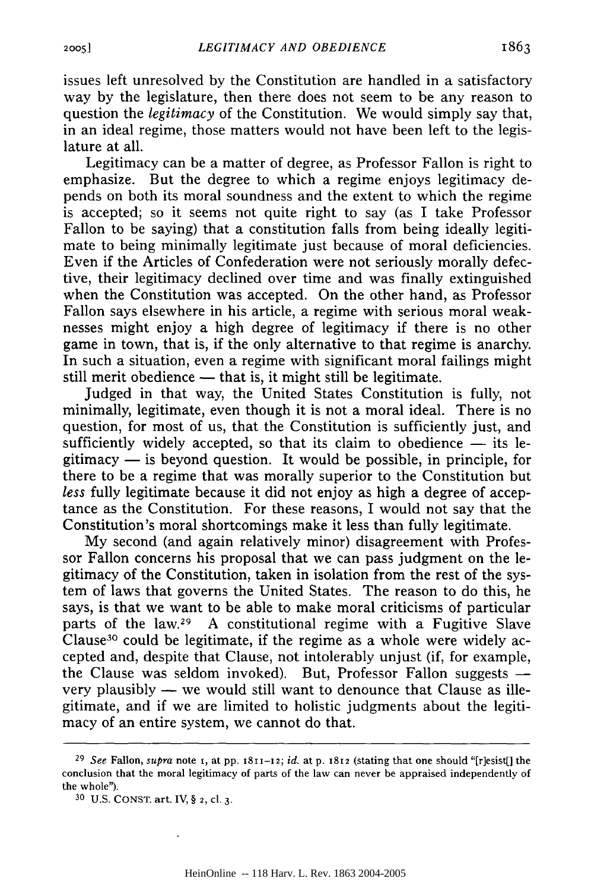issues left unresolved by the Constitution are handled in a satisfactory way by the legislature, then there does not seem to be any reason to question the *legitimacy* of the Constitution. We would simply say that, in an ideal regime, those matters would not have been left to the legislature at all.

Legitimacy can be a matter of degree, as Professor Fallon is right to emphasize. But the degree to which a regime enjoys legitimacy depends on both its moral soundness and the extent to which the regime is accepted; so it seems not quite right to say (as I take Professor Fallon to be saying) that a constitution falls from being ideally legitimate to being minimally legitimate just because of moral deficiencies. Even if the Articles of Confederation were not seriously morally defective, their legitimacy declined over time and was finally extinguished when the Constitution was accepted. On the other hand, as Professor Fallon says elsewhere in his article, a regime with serious moral weaknesses might enjoy a high degree of legitimacy if there is no other game in town, that is, if the only alternative to that regime is anarchy. In such a situation, even a regime with significant moral failings might still merit obedience — that is, it might still be legitimate.

Judged in that way, the United States Constitution is fully, not minimally, legitimate, even though it is not a moral ideal. There is no question, for most of us, that the Constitution is sufficiently just, and sufficiently widely accepted, so that its claim to obedience — its legitimacy — is beyond question. It would be possible, in principle, for there to be a regime that was morally superior to the Constitution but *less* fully legitimate because it did not enjoy as high a degree of acceptance as the Constitution. For these reasons, I would not say that the Constitution's moral shortcomings make it less than fully legitimate.

My second (and again relatively minor) disagreement with Professor Fallon concerns his proposal that we can pass judgment on the legitimacy of the Constitution, taken in isolation from the rest of the system of laws that governs the United States. The reason to do this, he says, is that we want to be able to make moral criticisms of particular parts of the law.[29] A constitutional regime with a Fugitive Slave Clause[30] could be legitimate, if the regime as a whole were widely accepted and, despite that Clause, not intolerably unjust (if, for example, the Clause was seldom invoked). But, Professor Fallon suggests — very plausibly — we would still want to denounce that Clause as illegitimate, and if we are limited to holistic judgments about the legitimacy of an entire system, we cannot do that.

---

[29] *See* Fallon, *supra* note 1, at pp. 1811–12; *id.* at p. 1812 (stating that one should "[r]esist[] the conclusion that the moral legitimacy of parts of the law can never be appraised independently of the whole").

[30] U.S. CONST. art. IV, § 2, cl. 3.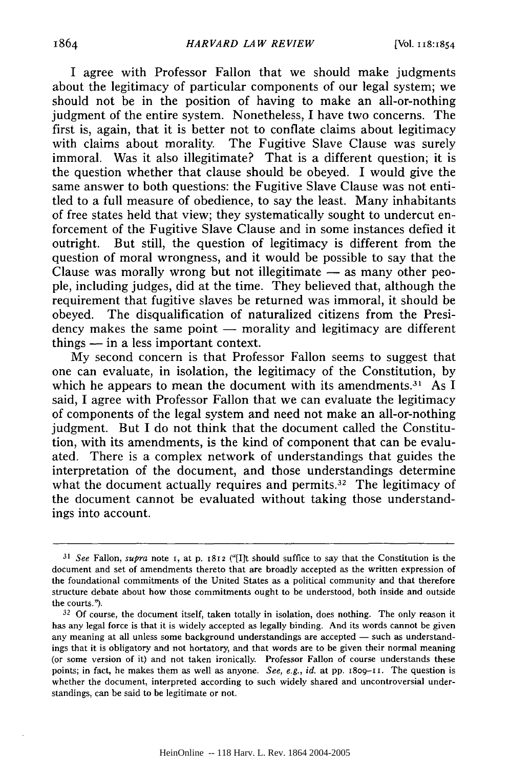I agree with Professor Fallon that we should make judgments about the legitimacy of particular components of our legal system; we should not be in the position of having to make an all-or-nothing judgment of the entire system. Nonetheless, I have two concerns. The first is, again, that it is better not to conflate claims about legitimacy with claims about morality. The Fugitive Slave Clause was surely immoral. Was it also illegitimate? That is a different question; it is the question whether that clause should be obeyed. I would give the same answer to both questions: the Fugitive Slave Clause was not entitled to a full measure of obedience, to say the least. Many inhabitants of free states held that view; they systematically sought to undercut enforcement of the Fugitive Slave Clause and in some instances defied it outright. But still, the question of legitimacy is different from the question of moral wrongness, and it would be possible to say that the Clause was morally wrong but not illegitimate — as many other people, including judges, did at the time. They believed that, although the requirement that fugitive slaves be returned was immoral, it should be obeyed. The disqualification of naturalized citizens from the Presidency makes the same point — morality and legitimacy are different things — in a less important context.

My second concern is that Professor Fallon seems to suggest that one can evaluate, in isolation, the legitimacy of the Constitution, by which he appears to mean the document with its amendments.[31] As I said, I agree with Professor Fallon that we can evaluate the legitimacy of components of the legal system and need not make an all-or-nothing judgment. But I do not think that the document called the Constitution, with its amendments, is the kind of component that can be evaluated. There is a complex network of understandings that guides the interpretation of the document, and those understandings determine what the document actually requires and permits.[32] The legitimacy of the document cannot be evaluated without taking those understandings into account.

---

[31] *See* Fallon, *supra* note 1, at p. 1812 ("[I]t should suffice to say that the Constitution is the document and set of amendments thereto that are broadly accepted as the written expression of the foundational commitments of the United States as a political community and that therefore structure debate about how those commitments ought to be understood, both inside and outside the courts.").

[32] Of course, the document itself, taken totally in isolation, does nothing. The only reason it has any legal force is that it is widely accepted as legally binding. And its words cannot be given any meaning at all unless some background understandings are accepted — such as understandings that it is obligatory and not hortatory, and that words are to be given their normal meaning (or some version of it) and not taken ironically. Professor Fallon of course understands these points; in fact, he makes them as well as anyone. *See, e.g.*, *id.* at pp. 1809–11. The question is whether the document, interpreted according to such widely shared and uncontroversial understandings, can be said to be legitimate or not.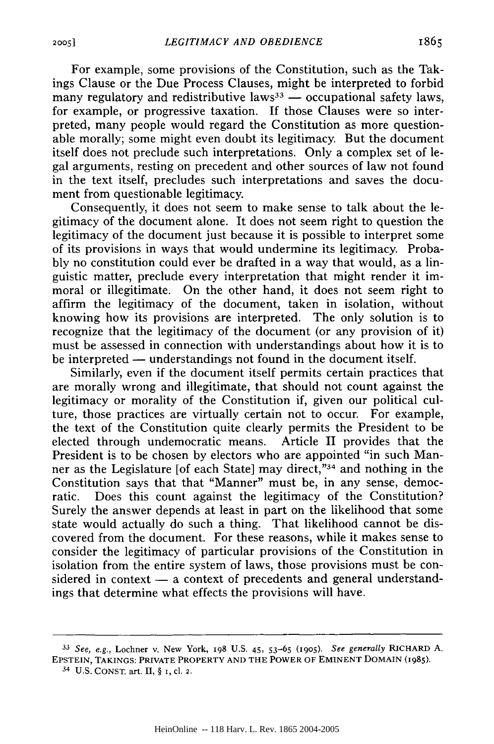For example, some provisions of the Constitution, such as the Takings Clause or the Due Process Clauses, might be interpreted to forbid many regulatory and redistributive laws[33] — occupational safety laws, for example, or progressive taxation. If those Clauses were so interpreted, many people would regard the Constitution as more questionable morally; some might even doubt its legitimacy. But the document itself does not preclude such interpretations. Only a complex set of legal arguments, resting on precedent and other sources of law not found in the text itself, precludes such interpretations and saves the document from questionable legitimacy.

Consequently, it does not seem to make sense to talk about the legitimacy of the document alone. It does not seem right to question the legitimacy of the document just because it is possible to interpret some of its provisions in ways that would undermine its legitimacy. Probably no constitution could ever be drafted in a way that would, as a linguistic matter, preclude every interpretation that might render it immoral or illegitimate. On the other hand, it does not seem right to affirm the legitimacy of the document, taken in isolation, without knowing how its provisions are interpreted. The only solution is to recognize that the legitimacy of the document (or any provision of it) must be assessed in connection with understandings about how it is to be interpreted — understandings not found in the document itself.

Similarly, even if the document itself permits certain practices that are morally wrong and illegitimate, that should not count against the legitimacy or morality of the Constitution if, given our political culture, those practices are virtually certain not to occur. For example, the text of the Constitution quite clearly permits the President to be elected through undemocratic means. Article II provides that the President is to be chosen by electors who are appointed "in such Manner as the Legislature [of each State] may direct,"[34] and nothing in the Constitution says that that "Manner" must be, in any sense, democratic. Does this count against the legitimacy of the Constitution? Surely the answer depends at least in part on the likelihood that some state would actually do such a thing. That likelihood cannot be discovered from the document. For these reasons, while it makes sense to consider the legitimacy of particular provisions of the Constitution in isolation from the entire system of laws, those provisions must be considered in context — a context of precedents and general understandings that determine what effects the provisions will have.

---

[33] *See, e.g.*, Lochner v. New York, 198 U.S. 45, 53–65 (1905). *See generally* RICHARD A. EPSTEIN, TAKINGS: PRIVATE PROPERTY AND THE POWER OF EMINENT DOMAIN (1985).

[34] U.S. CONST. art. II, § 1, cl. 2.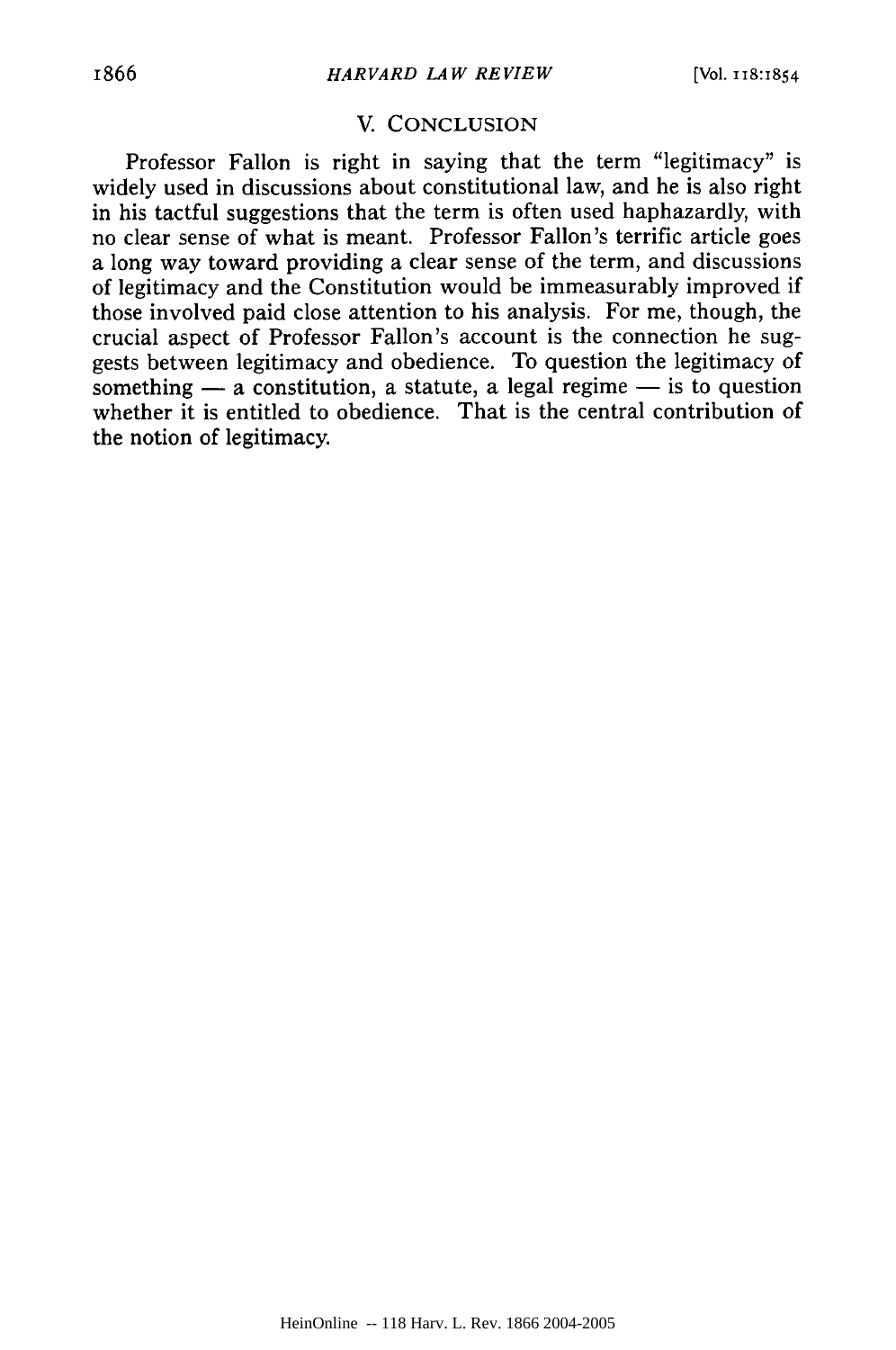## V. CONCLUSION

Professor Fallon is right in saying that the term "legitimacy" is widely used in discussions about constitutional law, and he is also right in his tactful suggestions that the term is often used haphazardly, with no clear sense of what is meant. Professor Fallon's terrific article goes a long way toward providing a clear sense of the term, and discussions of legitimacy and the Constitution would be immeasurably improved if those involved paid close attention to his analysis. For me, though, the crucial aspect of Professor Fallon's account is the connection he suggests between legitimacy and obedience. To question the legitimacy of something — a constitution, a statute, a legal regime — is to question whether it is entitled to obedience. That is the central contribution of the notion of legitimacy.